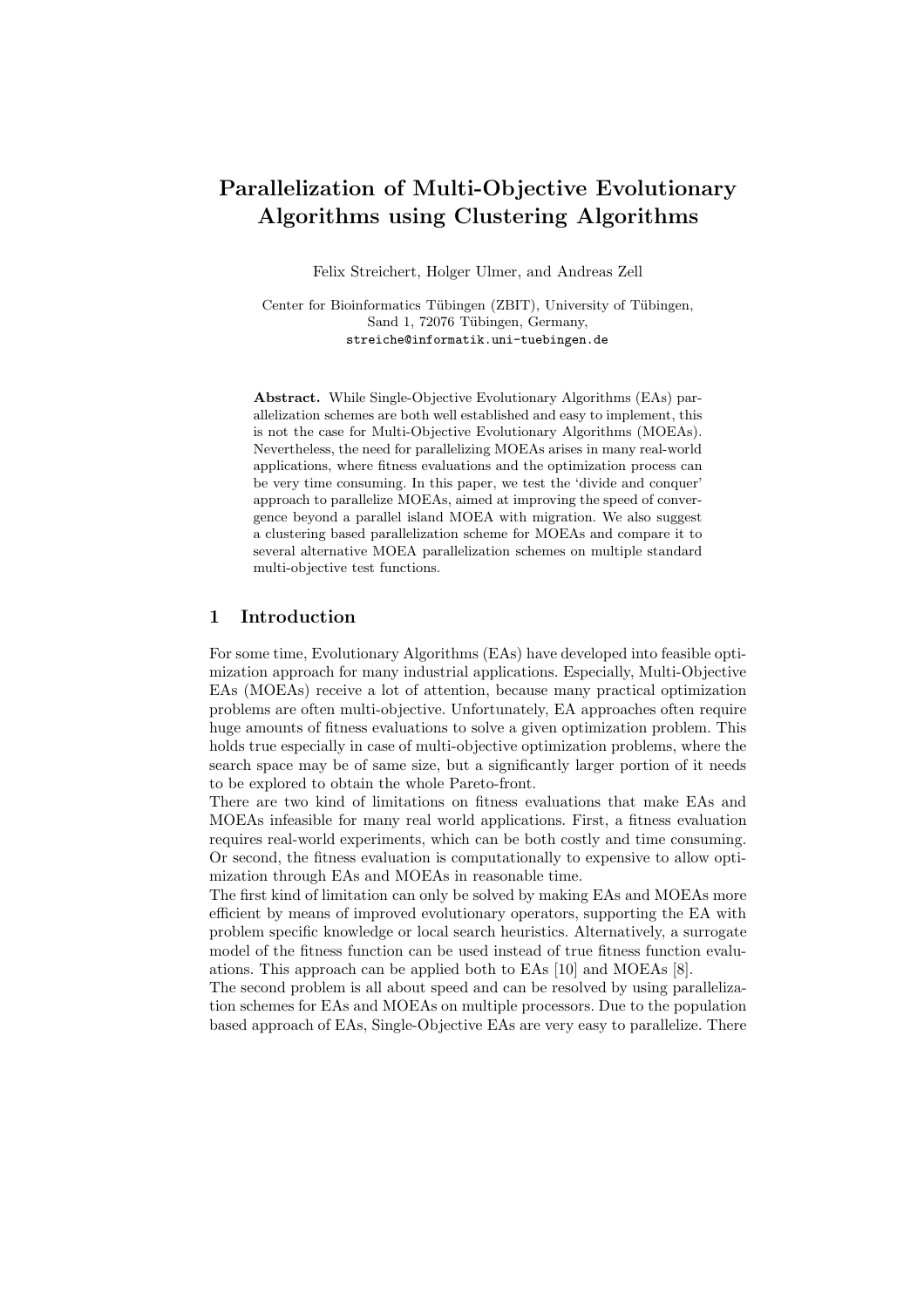# Parallelization of Multi-Objective Evolutionary Algorithms using Clustering Algorithms

Felix Streichert, Holger Ulmer, and Andreas Zell

Center for Bioinformatics Tübingen (ZBIT), University of Tübingen,
Sand 1, 72076 Tübingen, Germany,
streiche@informatik.uni-tuebingen.de

**Abstract.** While Single-Objective Evolutionary Algorithms (EAs) parallelization schemes are both well established and easy to implement, this is not the case for Multi-Objective Evolutionary Algorithms (MOEAs). Nevertheless, the need for parallelizing MOEAs arises in many real-world applications, where fitness evaluations and the optimization process can be very time consuming. In this paper, we test the 'divide and conquer' approach to parallelize MOEAs, aimed at improving the speed of convergence beyond a parallel island MOEA with migration. We also suggest a clustering based parallelization scheme for MOEAs and compare it to several alternative MOEA parallelization schemes on multiple standard multi-objective test functions.

## 1 Introduction

For some time, Evolutionary Algorithms (EAs) have developed into feasible optimization approach for many industrial applications. Especially, Multi-Objective EAs (MOEAs) receive a lot of attention, because many practical optimization problems are often multi-objective. Unfortunately, EA approaches often require huge amounts of fitness evaluations to solve a given optimization problem. This holds true especially in case of multi-objective optimization problems, where the search space may be of same size, but a significantly larger portion of it needs to be explored to obtain the whole Pareto-front.

There are two kind of limitations on fitness evaluations that make EAs and MOEAs infeasible for many real world applications. First, a fitness evaluation requires real-world experiments, which can be both costly and time consuming. Or second, the fitness evaluation is computationally to expensive to allow optimization through EAs and MOEAs in reasonable time.

The first kind of limitation can only be solved by making EAs and MOEAs more efficient by means of improved evolutionary operators, supporting the EA with problem specific knowledge or local search heuristics. Alternatively, a surrogate model of the fitness function can be used instead of true fitness function evaluations. This approach can be applied both to EAs [10] and MOEAs [8].

The second problem is all about speed and can be resolved by using parallelization schemes for EAs and MOEAs on multiple processors. Due to the population based approach of EAs, Single-Objective EAs are very easy to parallelize. There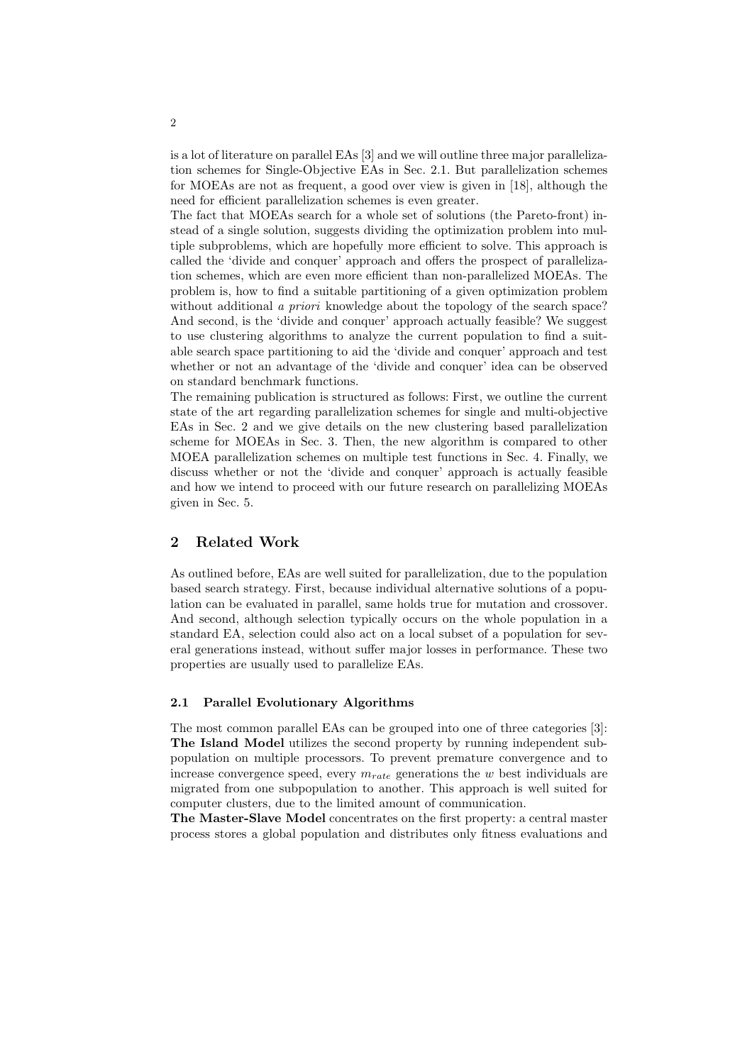is a lot of literature on parallel EAs [3] and we will outline three major parallelization schemes for Single-Objective EAs in Sec. 2.1. But parallelization schemes for MOEAs are not as frequent, a good over view is given in [18], although the need for efficient parallelization schemes is even greater.
The fact that MOEAs search for a whole set of solutions (the Pareto-front) instead of a single solution, suggests dividing the optimization problem into multiple subproblems, which are hopefully more efficient to solve. This approach is called the 'divide and conquer' approach and offers the prospect of parallelization schemes, which are even more efficient than non-parallelized MOEAs. The problem is, how to find a suitable partitioning of a given optimization problem without additional *a priori* knowledge about the topology of the search space? And second, is the 'divide and conquer' approach actually feasible? We suggest to use clustering algorithms to analyze the current population to find a suitable search space partitioning to aid the 'divide and conquer' approach and test whether or not an advantage of the 'divide and conquer' idea can be observed on standard benchmark functions.
The remaining publication is structured as follows: First, we outline the current state of the art regarding parallelization schemes for single and multi-objective EAs in Sec. 2 and we give details on the new clustering based parallelization scheme for MOEAs in Sec. 3. Then, the new algorithm is compared to other MOEA parallelization schemes on multiple test functions in Sec. 4. Finally, we discuss whether or not the 'divide and conquer' approach is actually feasible and how we intend to proceed with our future research on parallelizing MOEAs given in Sec. 5.

## 2 Related Work

As outlined before, EAs are well suited for parallelization, due to the population based search strategy. First, because individual alternative solutions of a population can be evaluated in parallel, same holds true for mutation and crossover. And second, although selection typically occurs on the whole population in a standard EA, selection could also act on a local subset of a population for several generations instead, without suffer major losses in performance. These two properties are usually used to parallelize EAs.

### 2.1 Parallel Evolutionary Algorithms

The most common parallel EAs can be grouped into one of three categories [3]:
**The Island Model** utilizes the second property by running independent subpopulation on multiple processors. To prevent premature convergence and to increase convergence speed, every $m_{rate}$ generations the $w$ best individuals are migrated from one subpopulation to another. This approach is well suited for computer clusters, due to the limited amount of communication.
**The Master-Slave Model** concentrates on the first property: a central master process stores a global population and distributes only fitness evaluations and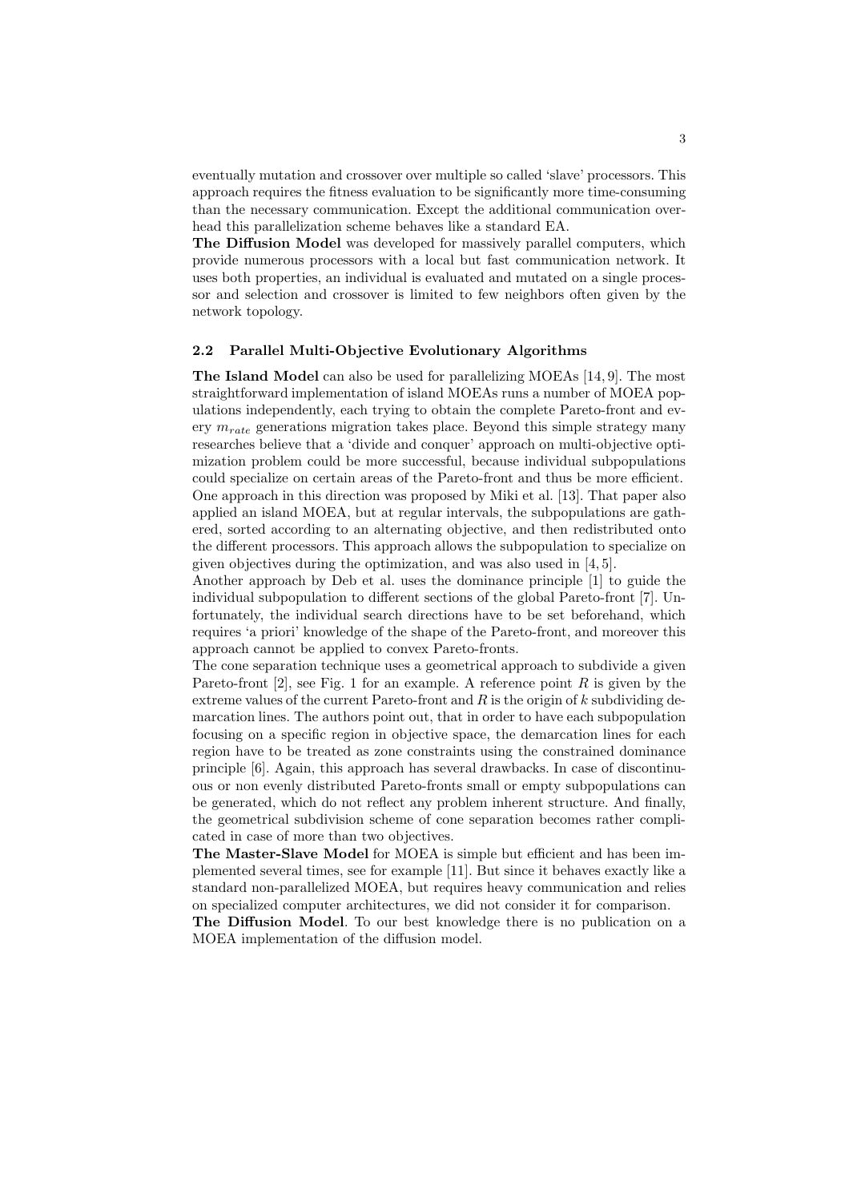eventually mutation and crossover over multiple so called 'slave' processors. This approach requires the fitness evaluation to be significantly more time-consuming than the necessary communication. Except the additional communication overhead this parallelization scheme behaves like a standard EA.

**The Diffusion Model** was developed for massively parallel computers, which provide numerous processors with a local but fast communication network. It uses both properties, an individual is evaluated and mutated on a single processor and selection and crossover is limited to few neighbors often given by the network topology.

### 2.2 Parallel Multi-Objective Evolutionary Algorithms

**The Island Model** can also be used for parallelizing MOEAs [14, 9]. The most straightforward implementation of island MOEAs runs a number of MOEA populations independently, each trying to obtain the complete Pareto-front and every $m_{rate}$ generations migration takes place. Beyond this simple strategy many researches believe that a 'divide and conquer' approach on multi-objective optimization problem could be more successful, because individual subpopulations could specialize on certain areas of the Pareto-front and thus be more efficient. One approach in this direction was proposed by Miki et al. [13]. That paper also applied an island MOEA, but at regular intervals, the subpopulations are gathered, sorted according to an alternating objective, and then redistributed onto the different processors. This approach allows the subpopulation to specialize on given objectives during the optimization, and was also used in [4, 5].

Another approach by Deb et al. uses the dominance principle [1] to guide the individual subpopulation to different sections of the global Pareto-front [7]. Unfortunately, the individual search directions have to be set beforehand, which requires 'a priori' knowledge of the shape of the Pareto-front, and moreover this approach cannot be applied to convex Pareto-fronts.

The cone separation technique uses a geometrical approach to subdivide a given Pareto-front [2], see Fig. 1 for an example. A reference point $R$ is given by the extreme values of the current Pareto-front and $R$ is the origin of $k$ subdividing demarcation lines. The authors point out, that in order to have each subpopulation focusing on a specific region in objective space, the demarcation lines for each region have to be treated as zone constraints using the constrained dominance principle [6]. Again, this approach has several drawbacks. In case of discontinuous or non evenly distributed Pareto-fronts small or empty subpopulations can be generated, which do not reflect any problem inherent structure. And finally, the geometrical subdivision scheme of cone separation becomes rather complicated in case of more than two objectives.

**The Master-Slave Model** for MOEA is simple but efficient and has been implemented several times, see for example [11]. But since it behaves exactly like a standard non-parallelized MOEA, but requires heavy communication and relies on specialized computer architectures, we did not consider it for comparison.

**The Diffusion Model**. To our best knowledge there is no publication on a MOEA implementation of the diffusion model.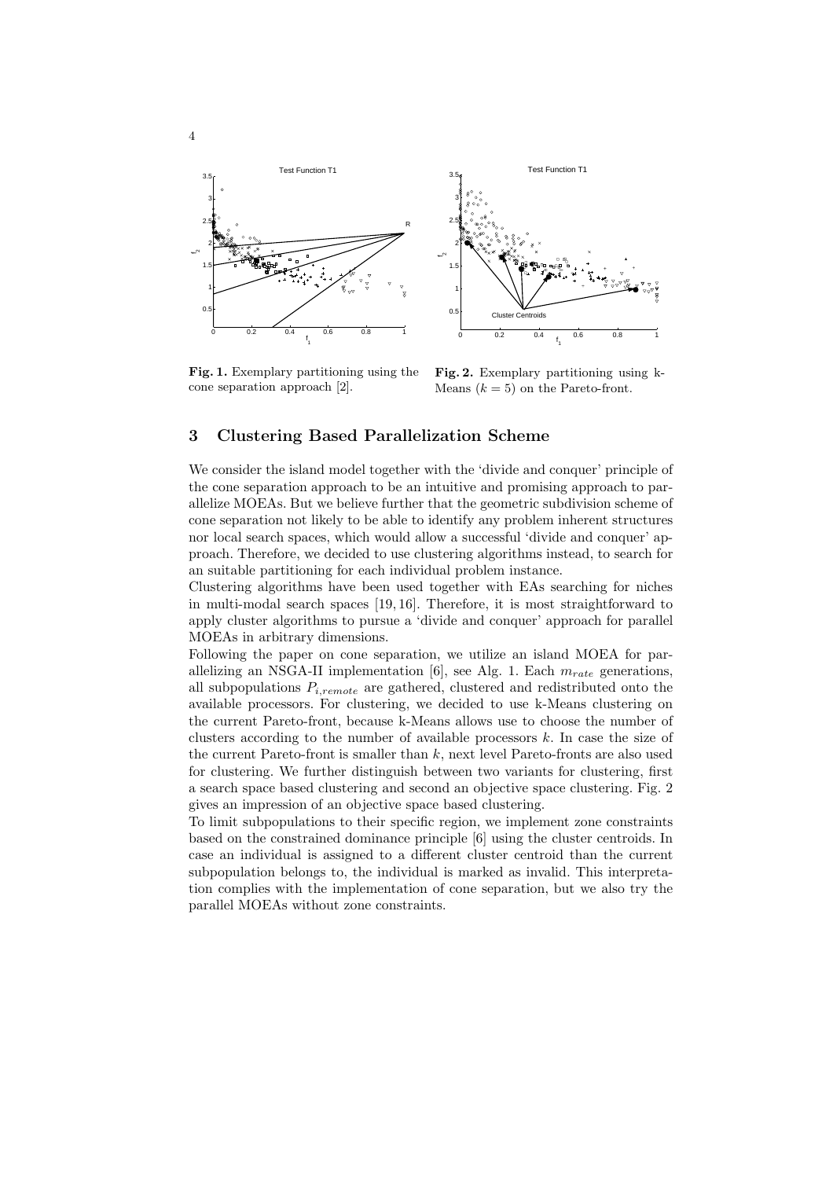Fig. 1. Exemplary partitioning using the cone separation approach [2].

Fig. 2. Exemplary partitioning using k-Means ($k = 5$) on the Pareto-front.

## 3 Clustering Based Parallelization Scheme

We consider the island model together with the 'divide and conquer' principle of the cone separation approach to be an intuitive and promising approach to parallelize MOEAs. But we believe further that the geometric subdivision scheme of cone separation not likely to be able to identify any problem inherent structures nor local search spaces, which would allow a successful 'divide and conquer' approach. Therefore, we decided to use clustering algorithms instead, to search for an suitable partitioning for each individual problem instance.

Clustering algorithms have been used together with EAs searching for niches in multi-modal search spaces [19, 16]. Therefore, it is most straightforward to apply cluster algorithms to pursue a 'divide and conquer' approach for parallel MOEAs in arbitrary dimensions.

Following the paper on cone separation, we utilize an island MOEA for parallelizing an NSGA-II implementation [6], see Alg. 1. Each $m_{rate}$ generations, all subpopulations $P_{i,remote}$ are gathered, clustered and redistributed onto the available processors. For clustering, we decided to use k-Means clustering on the current Pareto-front, because k-Means allows use to choose the number of clusters according to the number of available processors $k$. In case the size of the current Pareto-front is smaller than $k$, next level Pareto-fronts are also used for clustering. We further distinguish between two variants for clustering, first a search space based clustering and second an objective space clustering. Fig. 2 gives an impression of an objective space based clustering.

To limit subpopulations to their specific region, we implement zone constraints based on the constrained dominance principle [6] using the cluster centroids. In case an individual is assigned to a different cluster centroid than the current subpopulation belongs to, the individual is marked as invalid. This interpretation complies with the implementation of cone separation, but we also try the parallel MOEAs without zone constraints.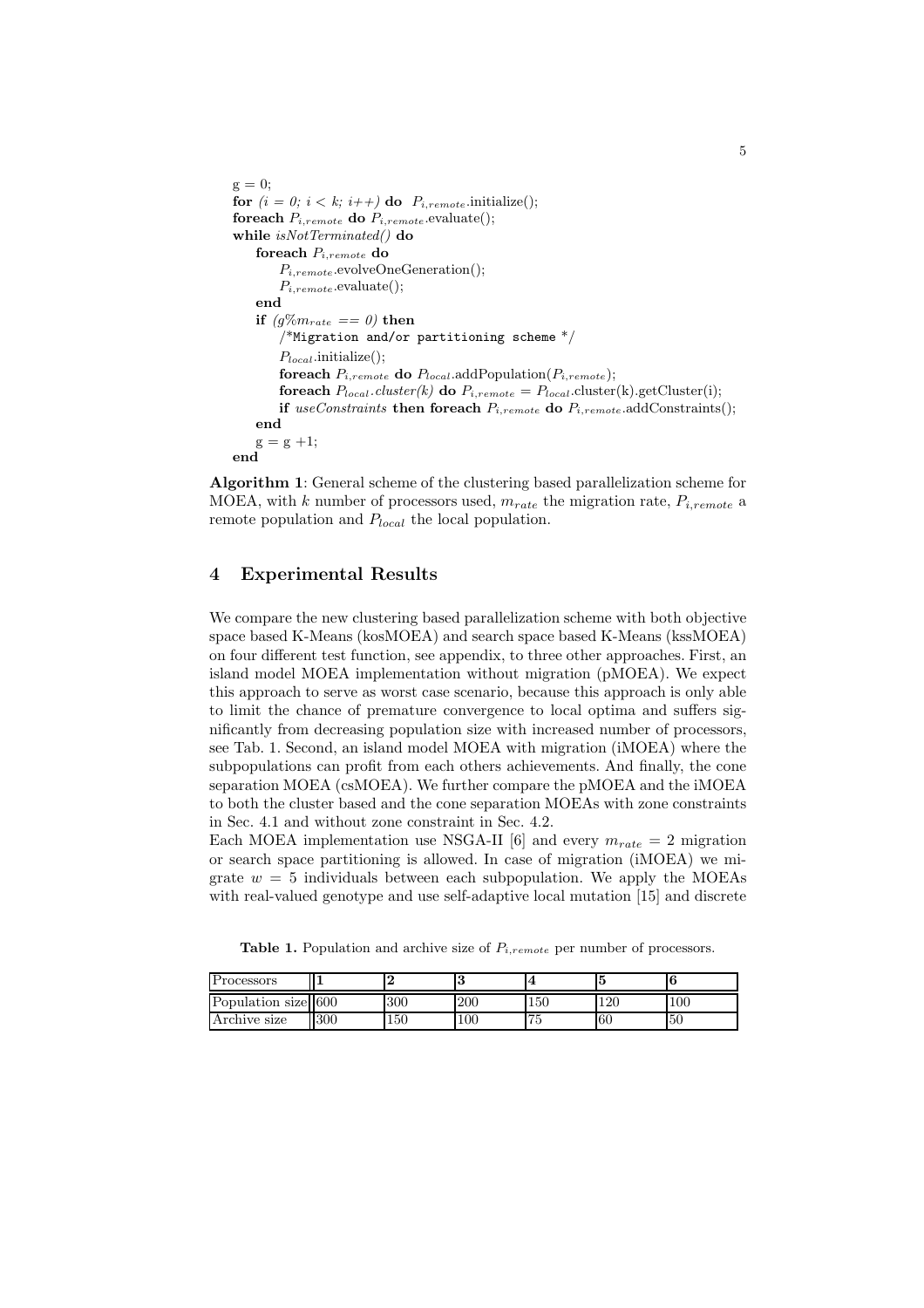```
g = 0;
for (i = 0; i < k; i++) do  P_{i,remote}.initialize();
foreach P_{i,remote} do P_{i,remote}.evaluate();
while isNotTerminated() do
    foreach P_{i,remote} do
        P_{i,remote}.evolveOneGeneration();
        P_{i,remote}.evaluate();
    end
    if (g%m_{rate} == 0) then
        /*Migration and/or partitioning scheme */
        P_{local}.initialize();
        foreach P_{i,remote} do P_{local}.addPopulation(P_{i,remote});
        foreach P_{local}.cluster(k) do P_{i,remote} = P_{local}.cluster(k).getCluster(i);
        if useConstraints then foreach P_{i,remote} do P_{i,remote}.addConstraints();
    end
    g = g +1;
end
```

**Algorithm 1**: General scheme of the clustering based parallelization scheme for MOEA, with $k$ number of processors used, $m_{rate}$ the migration rate, $P_{i,remote}$ a remote population and $P_{local}$ the local population.

## 4 Experimental Results

We compare the new clustering based parallelization scheme with both objective space based K-Means (kosMOEA) and search space based K-Means (kssMOEA) on four different test function, see appendix, to three other approaches. First, an island model MOEA implementation without migration (pMOEA). We expect this approach to serve as worst case scenario, because this approach is only able to limit the chance of premature convergence to local optima and suffers significantly from decreasing population size with increased number of processors, see Tab. 1. Second, an island model MOEA with migration (iMOEA) where the subpopulations can profit from each others achievements. And finally, the cone separation MOEA (csMOEA). We further compare the pMOEA and the iMOEA to both the cluster based and the cone separation MOEAs with zone constraints in Sec. 4.1 and without zone constraint in Sec. 4.2.

Each MOEA implementation use NSGA-II [6] and every $m_{rate} = 2$ migration or search space partitioning is allowed. In case of migration (iMOEA) we migrate $w = 5$ individuals between each subpopulation. We apply the MOEAs with real-valued genotype and use self-adaptive local mutation [15] and discrete

**Table 1.** Population and archive size of $P_{i,remote}$ per number of processors.

| Processors | **1** | **2** | **3** | **4** | **5** | **6** |
|---|---|---|---|---|---|---|
| Population size | 600 | 300 | 200 | 150 | 120 | 100 |
| Archive size | 300 | 150 | 100 | 75 | 60 | 50 |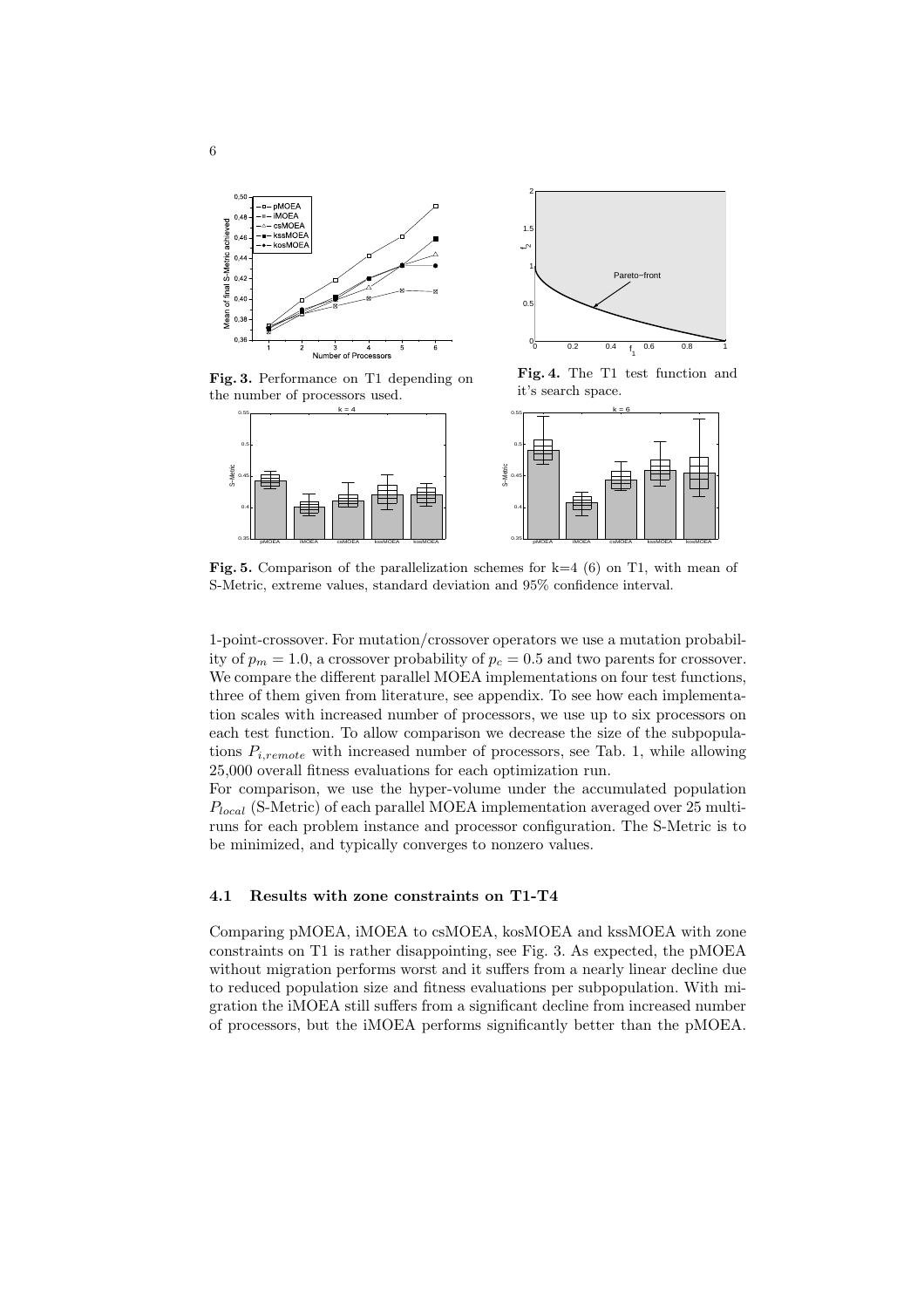**Fig. 3.** Performance on T1 depending on the number of processors used.

**Fig. 4.** The T1 test function and it's search space.

**Fig. 5.** Comparison of the parallelization schemes for k=4 (6) on T1, with mean of S-Metric, extreme values, standard deviation and 95% confidence interval.

1-point-crossover. For mutation/crossover operators we use a mutation probability of $p_m = 1.0$, a crossover probability of $p_c = 0.5$ and two parents for crossover. We compare the different parallel MOEA implementations on four test functions, three of them given from literature, see appendix. To see how each implementation scales with increased number of processors, we use up to six processors on each test function. To allow comparison we decrease the size of the subpopulations $P_{i,remote}$ with increased number of processors, see Tab. 1, while allowing 25,000 overall fitness evaluations for each optimization run.

For comparison, we use the hyper-volume under the accumulated population $P_{local}$ (S-Metric) of each parallel MOEA implementation averaged over 25 multiruns for each problem instance and processor configuration. The S-Metric is to be minimized, and typically converges to nonzero values.

### 4.1 Results with zone constraints on T1-T4

Comparing pMOEA, iMOEA to csMOEA, kosMOEA and kssMOEA with zone constraints on T1 is rather disappointing, see Fig. 3. As expected, the pMOEA without migration performs worst and it suffers from a nearly linear decline due to reduced population size and fitness evaluations per subpopulation. With migration the iMOEA still suffers from a significant decline from increased number of processors, but the iMOEA performs significantly better than the pMOEA.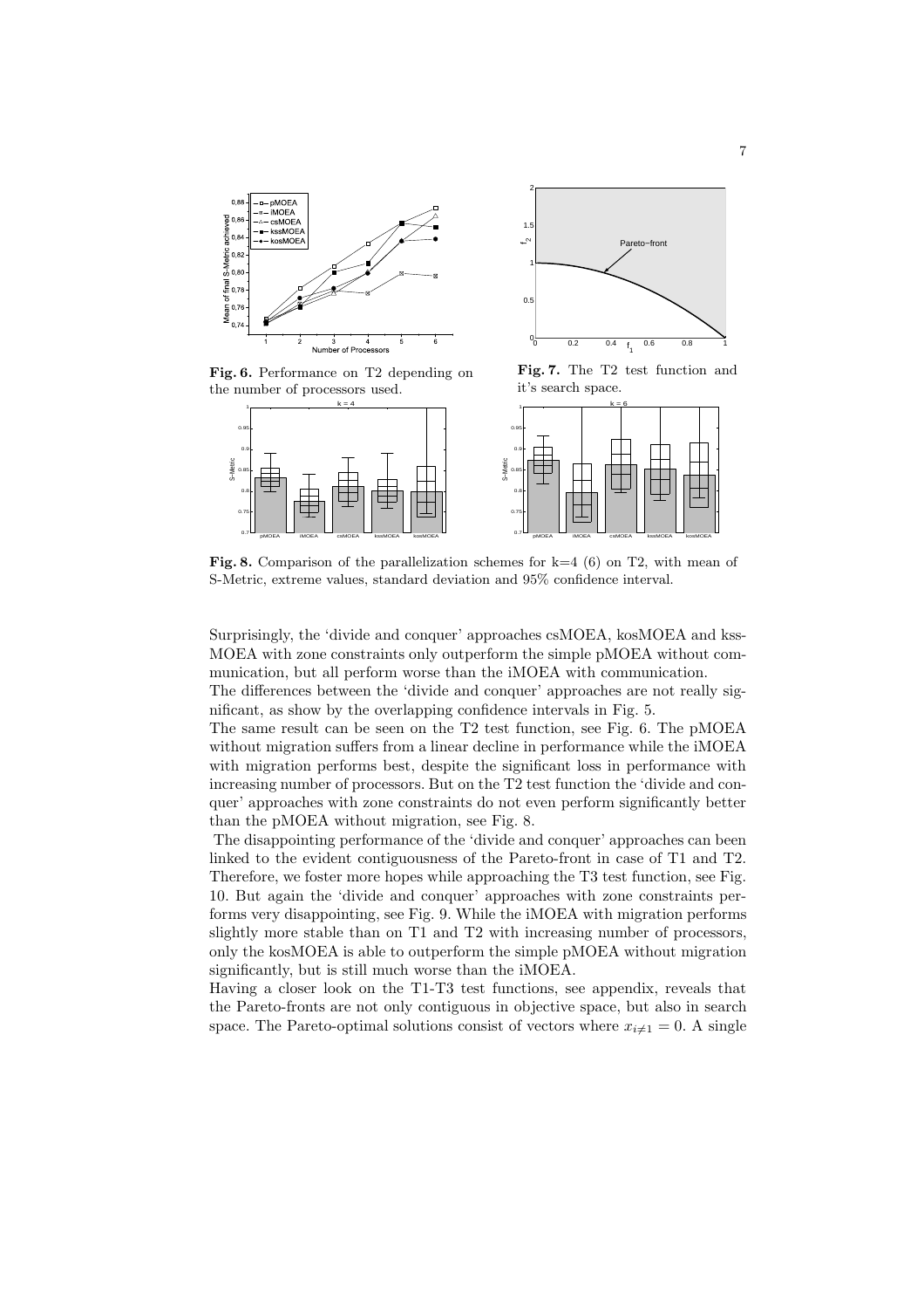**Fig. 6.** Performance on T2 depending on the number of processors used.

**Fig. 7.** The T2 test function and it's search space.

**Fig. 8.** Comparison of the parallelization schemes for k=4 (6) on T2, with mean of S-Metric, extreme values, standard deviation and 95% confidence interval.

Surprisingly, the 'divide and conquer' approaches csMOEA, kosMOEA and kssMOEA with zone constraints only outperform the simple pMOEA without communication, but all perform worse than the iMOEA with communication.
The differences between the 'divide and conquer' approaches are not really significant, as show by the overlapping confidence intervals in Fig. 5.
The same result can be seen on the T2 test function, see Fig. 6. The pMOEA without migration suffers from a linear decline in performance while the iMOEA with migration performs best, despite the significant loss in performance with increasing number of processors. But on the T2 test function the 'divide and conquer' approaches with zone constraints do not even perform significantly better than the pMOEA without migration, see Fig. 8.
The disappointing performance of the 'divide and conquer' approaches can been linked to the evident contiguousness of the Pareto-front in case of T1 and T2. Therefore, we foster more hopes while approaching the T3 test function, see Fig. 10. But again the 'divide and conquer' approaches with zone constraints performs very disappointing, see Fig. 9. While the iMOEA with migration performs slightly more stable than on T1 and T2 with increasing number of processors, only the kosMOEA is able to outperform the simple pMOEA without migration significantly, but is still much worse than the iMOEA.
Having a closer look on the T1-T3 test functions, see appendix, reveals that the Pareto-fronts are not only contiguous in objective space, but also in search space. The Pareto-optimal solutions consist of vectors where $x_{i\neq 1} = 0$. A single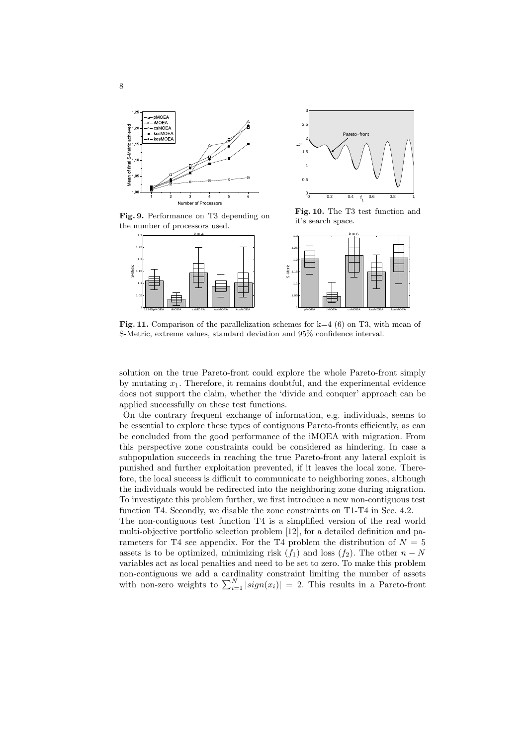Fig. 9. Performance on T3 depending on the number of processors used.

Fig. 10. The T3 test function and it's search space.

Fig. 11. Comparison of the parallelization schemes for k=4 (6) on T3, with mean of S-Metric, extreme values, standard deviation and 95% confidence interval.

solution on the true Pareto-front could explore the whole Pareto-front simply by mutating $x_1$. Therefore, it remains doubtful, and the experimental evidence does not support the claim, whether the 'divide and conquer' approach can be applied successfully on these test functions.

On the contrary frequent exchange of information, e.g. individuals, seems to be essential to explore these types of contiguous Pareto-fronts efficiently, as can be concluded from the good performance of the iMOEA with migration. From this perspective zone constraints could be considered as hindering. In case a subpopulation succeeds in reaching the true Pareto-front any lateral exploit is punished and further exploitation prevented, if it leaves the local zone. Therefore, the local success is difficult to communicate to neighboring zones, although the individuals would be redirected into the neighboring zone during migration. To investigate this problem further, we first introduce a new non-contiguous test function T4. Secondly, we disable the zone constraints on T1-T4 in Sec. 4.2.

The non-contiguous test function T4 is a simplified version of the real world multi-objective portfolio selection problem [12], for a detailed definition and parameters for T4 see appendix. For the T4 problem the distribution of $N = 5$ assets is to be optimized, minimizing risk ($f_1$) and loss ($f_2$). The other $n - N$ variables act as local penalties and need to be set to zero. To make this problem non-contiguous we add a cardinality constraint limiting the number of assets with non-zero weights to $\sum_{i=1}^{N} |sign(x_i)| = 2$. This results in a Pareto-front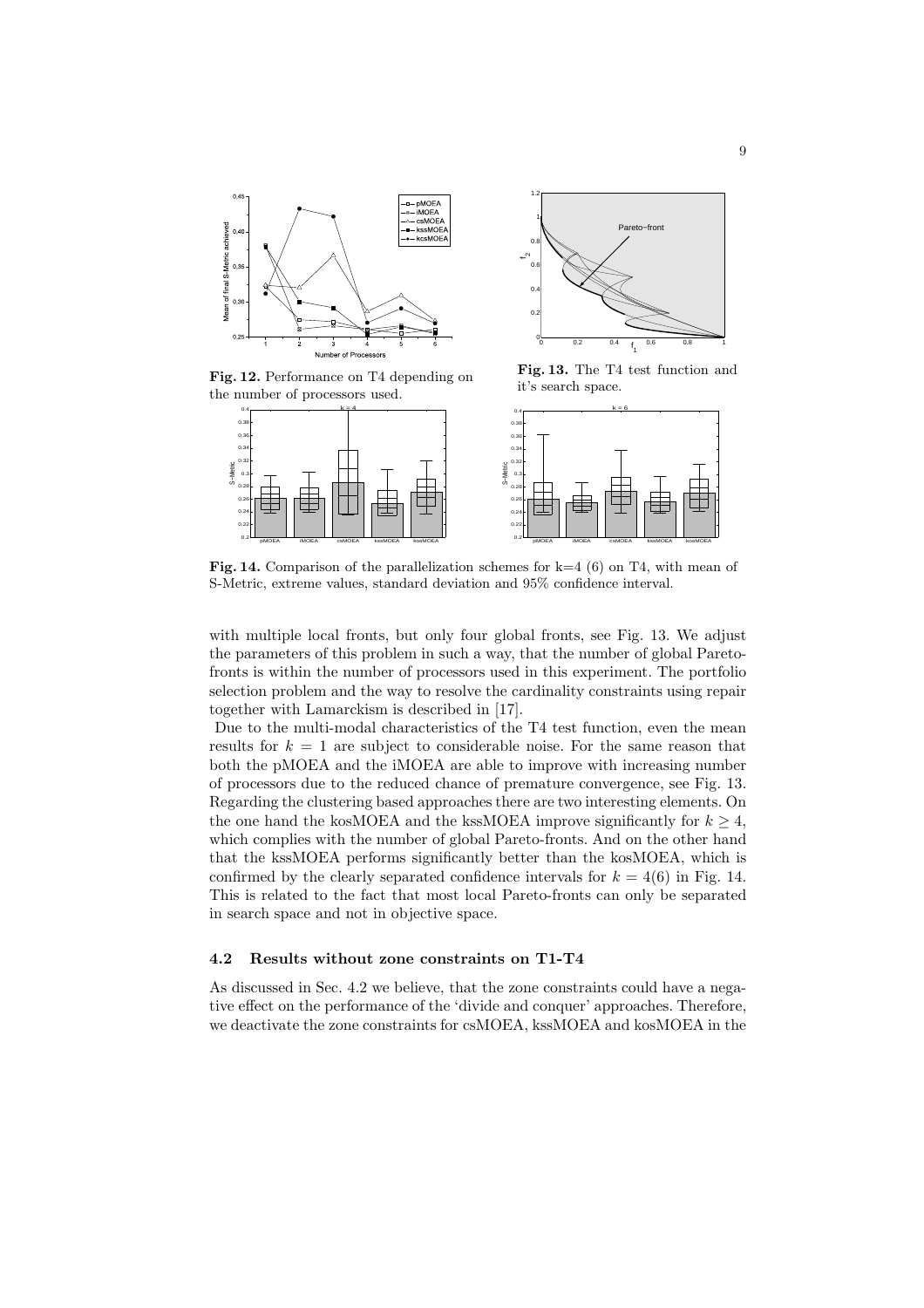**Fig. 12.** Performance on T4 depending on the number of processors used.

**Fig. 13.** The T4 test function and it's search space.

**Fig. 14.** Comparison of the parallelization schemes for k=4 (6) on T4, with mean of S-Metric, extreme values, standard deviation and 95% confidence interval.

with multiple local fronts, but only four global fronts, see Fig. 13. We adjust the parameters of this problem in such a way, that the number of global Pareto-fronts is within the number of processors used in this experiment. The portfolio selection problem and the way to resolve the cardinality constraints using repair together with Lamarckism is described in [17].

Due to the multi-modal characteristics of the T4 test function, even the mean results for $k = 1$ are subject to considerable noise. For the same reason that both the pMOEA and the iMOEA are able to improve with increasing number of processors due to the reduced chance of premature convergence, see Fig. 13. Regarding the clustering based approaches there are two interesting elements. On the one hand the kosMOEA and the kssMOEA improve significantly for $k \geq 4$, which complies with the number of global Pareto-fronts. And on the other hand that the kssMOEA performs significantly better than the kosMOEA, which is confirmed by the clearly separated confidence intervals for $k = 4(6)$ in Fig. 14. This is related to the fact that most local Pareto-fronts can only be separated in search space and not in objective space.

### 4.2 Results without zone constraints on T1-T4

As discussed in Sec. 4.2 we believe, that the zone constraints could have a negative effect on the performance of the 'divide and conquer' approaches. Therefore, we deactivate the zone constraints for csMOEA, kssMOEA and kosMOEA in the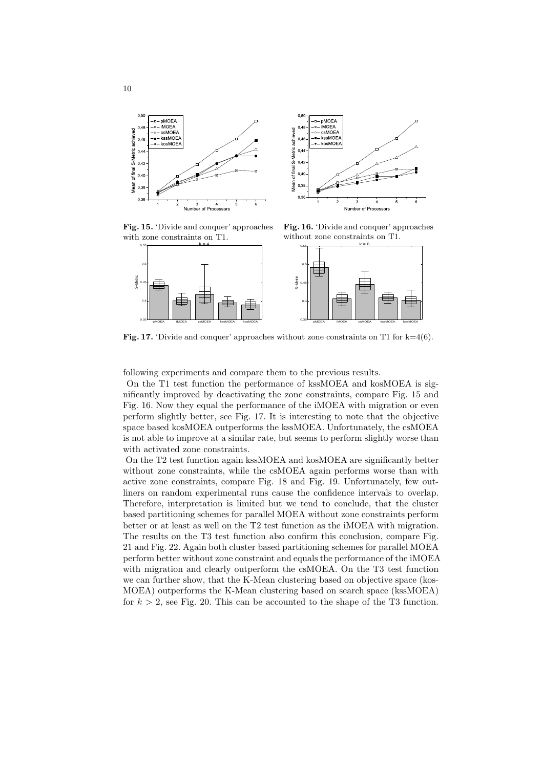**Fig. 15.** 'Divide and conquer' approaches with zone constraints on T1.

**Fig. 16.** 'Divide and conquer' approaches without zone constraints on T1.

**Fig. 17.** 'Divide and conquer' approaches without zone constraints on T1 for k=4(6).

following experiments and compare them to the previous results.

On the T1 test function the performance of kssMOEA and kosMOEA is significantly improved by deactivating the zone constraints, compare Fig. 15 and Fig. 16. Now they equal the performance of the iMOEA with migration or even perform slightly better, see Fig. 17. It is interesting to note that the objective space based kosMOEA outperforms the kssMOEA. Unfortunately, the csMOEA is not able to improve at a similar rate, but seems to perform slightly worse than with activated zone constraints.

On the T2 test function again kssMOEA and kosMOEA are significantly better without zone constraints, while the csMOEA again performs worse than with active zone constraints, compare Fig. 18 and Fig. 19. Unfortunately, few outliners on random experimental runs cause the confidence intervals to overlap. Therefore, interpretation is limited but we tend to conclude, that the cluster based partitioning schemes for parallel MOEA without zone constraints perform better or at least as well on the T2 test function as the iMOEA with migration. The results on the T3 test function also confirm this conclusion, compare Fig. 21 and Fig. 22. Again both cluster based partitioning schemes for parallel MOEA perform better without zone constraint and equals the performance of the iMOEA with migration and clearly outperform the csMOEA. On the T3 test function we can further show, that the K-Mean clustering based on objective space (kosMOEA) outperforms the K-Mean clustering based on search space (kssMOEA) for $k > 2$, see Fig. 20. This can be accounted to the shape of the T3 function.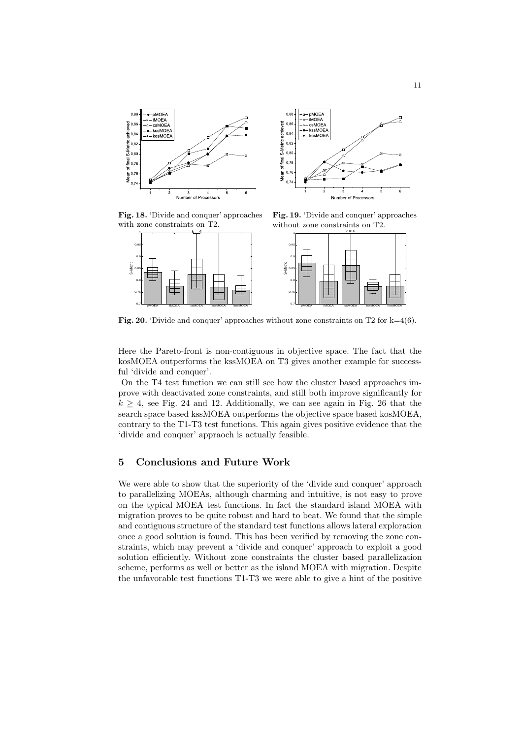**Fig. 18.** 'Divide and conquer' approaches with zone constraints on T2.

**Fig. 19.** 'Divide and conquer' approaches without zone constraints on T2.

**Fig. 20.** 'Divide and conquer' approaches without zone constraints on T2 for k=4(6).

Here the Pareto-front is non-contiguous in objective space. The fact that the kosMOEA outperforms the kssMOEA on T3 gives another example for successful 'divide and conquer'.

On the T4 test function we can still see how the cluster based approaches improve with deactivated zone constraints, and still both improve significantly for $k \geq 4$, see Fig. 24 and 12. Additionally, we can see again in Fig. 26 that the search space based kssMOEA outperforms the objective space based kosMOEA, contrary to the T1-T3 test functions. This again gives positive evidence that the 'divide and conquer' appraoch is actually feasible.

## 5 Conclusions and Future Work

We were able to show that the superiority of the 'divide and conquer' approach to parallelizing MOEAs, although charming and intuitive, is not easy to prove on the typical MOEA test functions. In fact the standard island MOEA with migration proves to be quite robust and hard to beat. We found that the simple and contiguous structure of the standard test functions allows lateral exploration once a good solution is found. This has been verified by removing the zone constraints, which may prevent a 'divide and conquer' approach to exploit a good solution efficiently. Without zone constraints the cluster based parallelization scheme, performs as well or better as the island MOEA with migration. Despite the unfavorable test functions T1-T3 we were able to give a hint of the positive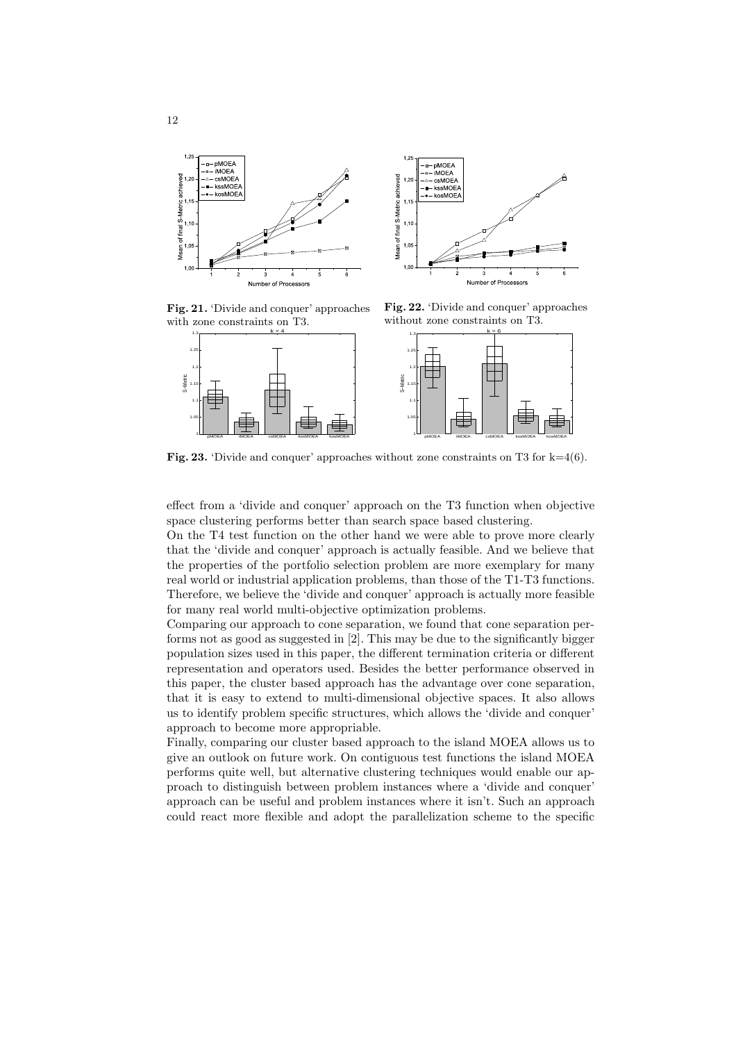Fig. 21. 'Divide and conquer' approaches with zone constraints on T3.

Fig. 22. 'Divide and conquer' approaches without zone constraints on T3.

**Fig. 23.** 'Divide and conquer' approaches without zone constraints on T3 for k=4(6).

effect from a 'divide and conquer' approach on the T3 function when objective space clustering performs better than search space based clustering.

On the T4 test function on the other hand we were able to prove more clearly that the 'divide and conquer' approach is actually feasible. And we believe that the properties of the portfolio selection problem are more exemplary for many real world or industrial application problems, than those of the T1-T3 functions. Therefore, we believe the 'divide and conquer' approach is actually more feasible for many real world multi-objective optimization problems.

Comparing our approach to cone separation, we found that cone separation performs not as good as suggested in [2]. This may be due to the significantly bigger population sizes used in this paper, the different termination criteria or different representation and operators used. Besides the better performance observed in this paper, the cluster based approach has the advantage over cone separation, that it is easy to extend to multi-dimensional objective spaces. It also allows us to identify problem specific structures, which allows the 'divide and conquer' approach to become more appropriable.

Finally, comparing our cluster based approach to the island MOEA allows us to give an outlook on future work. On contiguous test functions the island MOEA performs quite well, but alternative clustering techniques would enable our approach to distinguish between problem instances where a 'divide and conquer' approach can be useful and problem instances where it isn't. Such an approach could react more flexible and adopt the parallelization scheme to the specific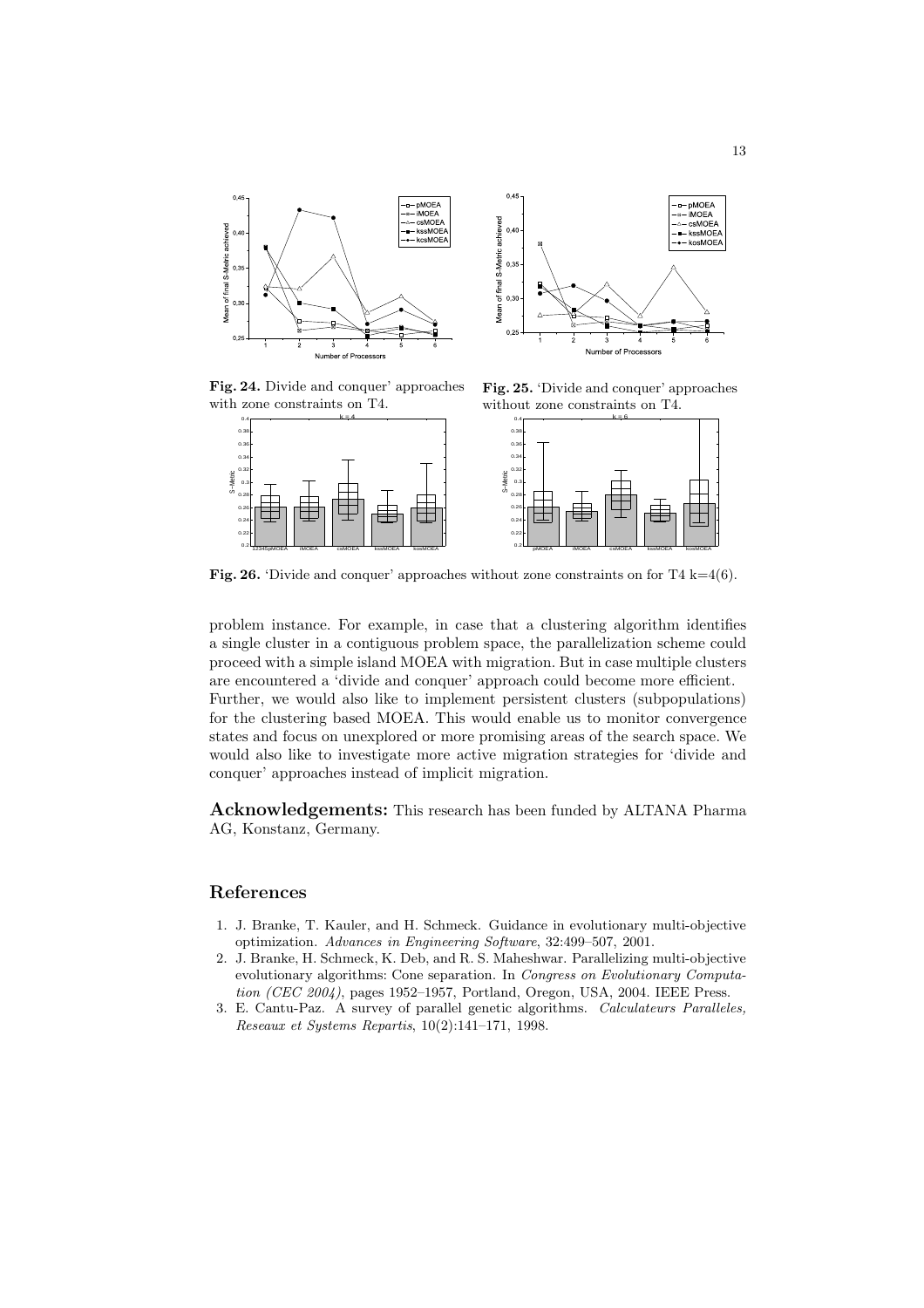**Fig. 24.** Divide and conquer' approaches with zone constraints on T4.

**Fig. 25.** 'Divide and conquer' approaches without zone constraints on T4.

**Fig. 26.** 'Divide and conquer' approaches without zone constraints on for T4 k=4(6).

problem instance. For example, in case that a clustering algorithm identifies a single cluster in a contiguous problem space, the parallelization scheme could proceed with a simple island MOEA with migration. But in case multiple clusters are encountered a 'divide and conquer' approach could become more efficient. Further, we would also like to implement persistent clusters (subpopulations) for the clustering based MOEA. This would enable us to monitor convergence states and focus on unexplored or more promising areas of the search space. We would also like to investigate more active migration strategies for 'divide and conquer' approaches instead of implicit migration.

**Acknowledgements:** This research has been funded by ALTANA Pharma AG, Konstanz, Germany.

## References

1. J. Branke, T. Kauler, and H. Schmeck. Guidance in evolutionary multi-objective optimization. *Advances in Engineering Software*, 32:499–507, 2001.
2. J. Branke, H. Schmeck, K. Deb, and R. S. Maheshwar. Parallelizing multi-objective evolutionary algorithms: Cone separation. In *Congress on Evolutionary Computation (CEC 2004)*, pages 1952–1957, Portland, Oregon, USA, 2004. IEEE Press.
3. E. Cantu-Paz. A survey of parallel genetic algorithms. *Calculateurs Paralleles, Reseaux et Systems Repartis*, 10(2):141–171, 1998.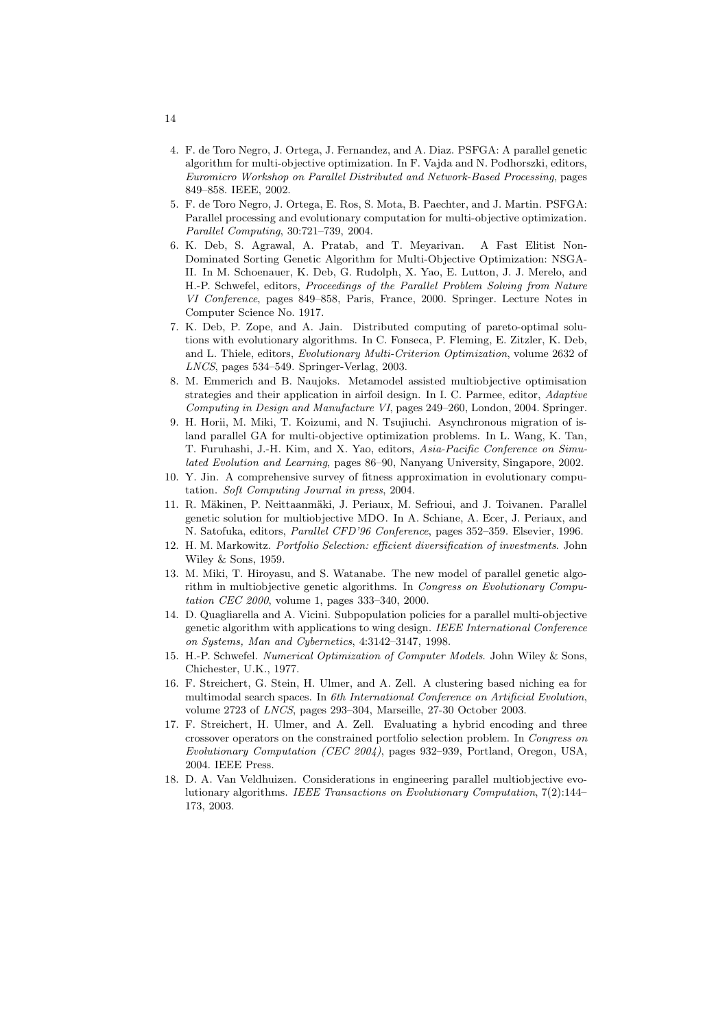4. F. de Toro Negro, J. Ortega, J. Fernandez, and A. Diaz. PSFGA: A parallel genetic algorithm for multi-objective optimization. In F. Vajda and N. Podhorszki, editors, *Euromicro Workshop on Parallel Distributed and Network-Based Processing*, pages 849–858. IEEE, 2002.
5. F. de Toro Negro, J. Ortega, E. Ros, S. Mota, B. Paechter, and J. Martin. PSFGA: Parallel processing and evolutionary computation for multi-objective optimization. *Parallel Computing*, 30:721–739, 2004.
6. K. Deb, S. Agrawal, A. Pratab, and T. Meyarivan. A Fast Elitist Non-Dominated Sorting Genetic Algorithm for Multi-Objective Optimization: NSGA-II. In M. Schoenauer, K. Deb, G. Rudolph, X. Yao, E. Lutton, J. J. Merelo, and H.-P. Schwefel, editors, *Proceedings of the Parallel Problem Solving from Nature VI Conference*, pages 849–858, Paris, France, 2000. Springer. Lecture Notes in Computer Science No. 1917.
7. K. Deb, P. Zope, and A. Jain. Distributed computing of pareto-optimal solutions with evolutionary algorithms. In C. Fonseca, P. Fleming, E. Zitzler, K. Deb, and L. Thiele, editors, *Evolutionary Multi-Criterion Optimization*, volume 2632 of *LNCS*, pages 534–549. Springer-Verlag, 2003.
8. M. Emmerich and B. Naujoks. Metamodel assisted multiobjective optimisation strategies and their application in airfoil design. In I. C. Parmee, editor, *Adaptive Computing in Design and Manufacture VI*, pages 249–260, London, 2004. Springer.
9. H. Horii, M. Miki, T. Koizumi, and N. Tsujiuchi. Asynchronous migration of island parallel GA for multi-objective optimization problems. In L. Wang, K. Tan, T. Furuhashi, J.-H. Kim, and X. Yao, editors, *Asia-Pacific Conference on Simulated Evolution and Learning*, pages 86–90, Nanyang University, Singapore, 2002.
10. Y. Jin. A comprehensive survey of fitness approximation in evolutionary computation. *Soft Computing Journal in press*, 2004.
11. R. Mäkinen, P. Neittaanmäki, J. Periaux, M. Sefrioui, and J. Toivanen. Parallel genetic solution for multiobjective MDO. In A. Schiane, A. Ecer, J. Periaux, and N. Satofuka, editors, *Parallel CFD'96 Conference*, pages 352–359. Elsevier, 1996.
12. H. M. Markowitz. *Portfolio Selection: efficient diversification of investments*. John Wiley & Sons, 1959.
13. M. Miki, T. Hiroyasu, and S. Watanabe. The new model of parallel genetic algorithm in multiobjective genetic algorithms. In *Congress on Evolutionary Computation CEC 2000*, volume 1, pages 333–340, 2000.
14. D. Quagliarella and A. Vicini. Subpopulation policies for a parallel multi-objective genetic algorithm with applications to wing design. *IEEE International Conference on Systems, Man and Cybernetics*, 4:3142–3147, 1998.
15. H.-P. Schwefel. *Numerical Optimization of Computer Models*. John Wiley & Sons, Chichester, U.K., 1977.
16. F. Streichert, G. Stein, H. Ulmer, and A. Zell. A clustering based niching ea for multimodal search spaces. In *6th International Conference on Artificial Evolution*, volume 2723 of *LNCS*, pages 293–304, Marseille, 27-30 October 2003.
17. F. Streichert, H. Ulmer, and A. Zell. Evaluating a hybrid encoding and three crossover operators on the constrained portfolio selection problem. In *Congress on Evolutionary Computation (CEC 2004)*, pages 932–939, Portland, Oregon, USA, 2004. IEEE Press.
18. D. A. Van Veldhuizen. Considerations in engineering parallel multiobjective evolutionary algorithms. *IEEE Transactions on Evolutionary Computation*, 7(2):144–173, 2003.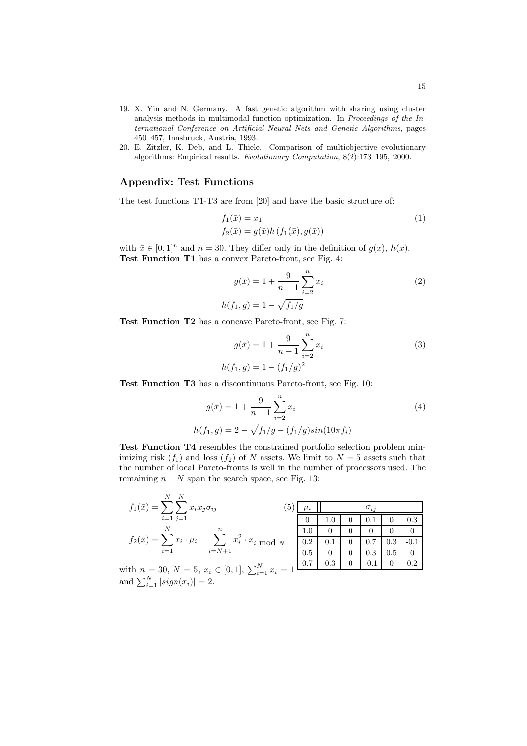19. X. Yin and N. Germany. A fast genetic algorithm with sharing using cluster analysis methods in multimodal function optimization. In *Proceedings of the International Conference on Artificial Neural Nets and Genetic Algorithms*, pages 450–457, Innsbruck, Austria, 1993.
20. E. Zitzler, K. Deb, and L. Thiele. Comparison of multiobjective evolutionary algorithms: Empirical results. *Evolutionary Computation*, 8(2):173–195, 2000.

## Appendix: Test Functions

The test functions T1-T3 are from [20] and have the basic structure of:

$$
\begin{aligned}
f_1(\bar{x}) &= x_1 \\
f_2(\bar{x}) &= g(\bar{x})h\left(f_1(\bar{x}), g(\bar{x})\right)
\end{aligned} \tag{1}
$$

with $\bar{x} \in [0,1]^n$ and $n = 30$. They differ only in the definition of $g(x)$, $h(x)$.
**Test Function T1** has a convex Pareto-front, see Fig. 4:

$$
\begin{aligned}
g(\bar{x}) &= 1 + \frac{9}{n-1}\sum_{i=2}^{n} x_i \\
h(f_1, g) &= 1 - \sqrt{f_1/g}
\end{aligned} \tag{2}
$$

**Test Function T2** has a concave Pareto-front, see Fig. 7:

$$
\begin{aligned}
g(\bar{x}) &= 1 + \frac{9}{n-1}\sum_{i=2}^{n} x_i \\
h(f_1, g) &= 1 - (f_1/g)^2
\end{aligned} \tag{3}
$$

**Test Function T3** has a discontinuous Pareto-front, see Fig. 10:

$$
\begin{aligned}
g(\bar{x}) &= 1 + \frac{9}{n-1}\sum_{i=2}^{n} x_i \\
h(f_1, g) &= 2 - \sqrt{f_1/g} - (f_1/g)sin(10\pi f_i)
\end{aligned} \tag{4}
$$

**Test Function T4** resembles the constrained portfolio selection problem minimizing risk ($f_1$) and loss ($f_2$) of $N$ assets. We limit to $N = 5$ assets such that the number of local Pareto-fronts is well in the number of processors used. The remaining $n - N$ span the search space, see Fig. 13:

$$
\begin{aligned}
f_1(\bar{x}) &= \sum_{i=1}^{N}\sum_{j=1}^{N} x_i x_j \sigma_{ij} \\
f_2(\bar{x}) &= \sum_{i=1}^{N} x_i \cdot \mu_i + \sum_{i=N+1}^{n} x_i^2 \cdot x_{i \bmod N}
\end{aligned} \tag{5}
$$

with $n = 30$, $N = 5$, $x_i \in [0,1]$, $\sum_{i=1}^{N} x_i = 1$ and $\sum_{i=1}^{N} |sign(x_i)| = 2$.

| $\mu_i$ | $\sigma_{ij}$ | | | | |
|---|---|---|---|---|---|
| 0 | 1.0 | 0 | 0.1 | 0 | 0.3 |
| 1.0 | 0 | 0 | 0 | 0 | 0 |
| 0.2 | 0.1 | 0 | 0.7 | 0.3 | -0.1 |
| 0.5 | 0 | 0 | 0.3 | 0.5 | 0 |
| 0.7 | 0.3 | 0 | -0.1 | 0 | 0.2 |